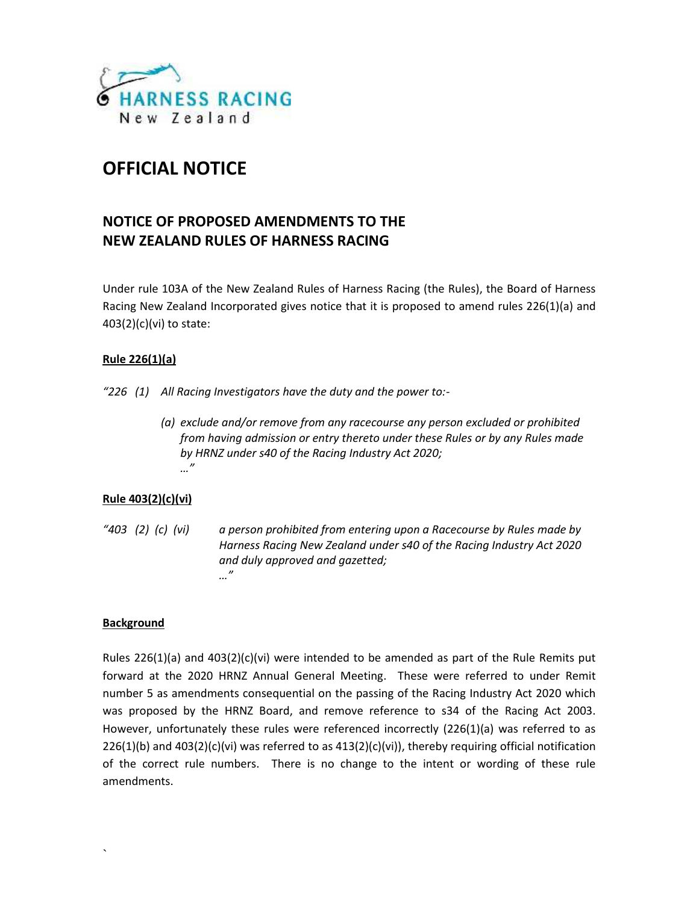HARNESS RACING
New Zealand

# OFFICIAL NOTICE

## NOTICE OF PROPOSED AMENDMENTS TO THE NEW ZEALAND RULES OF HARNESS RACING

Under rule 103A of the New Zealand Rules of Harness Racing (the Rules), the Board of Harness Racing New Zealand Incorporated gives notice that it is proposed to amend rules 226(1)(a) and 403(2)(c)(vi) to state:

**Rule 226(1)(a)**

*"226 (1) All Racing Investigators have the duty and the power to:-*

> *(a) exclude and/or remove from any racecourse any person excluded or prohibited from having admission or entry thereto under these Rules or by any Rules made by HRNZ under s40 of the Racing Industry Act 2020;*
> *..."*

**Rule 403(2)(c)(vi)**

*"403 (2) (c) (vi) a person prohibited from entering upon a Racecourse by Rules made by Harness Racing New Zealand under s40 of the Racing Industry Act 2020 and duly approved and gazetted;*
*..."*

**Background**

Rules 226(1)(a) and 403(2)(c)(vi) were intended to be amended as part of the Rule Remits put forward at the 2020 HRNZ Annual General Meeting. These were referred to under Remit number 5 as amendments consequential on the passing of the Racing Industry Act 2020 which was proposed by the HRNZ Board, and remove reference to s34 of the Racing Act 2003. However, unfortunately these rules were referenced incorrectly (226(1)(a) was referred to as 226(1)(b) and 403(2)(c)(vi) was referred to as 413(2)(c)(vi)), thereby requiring official notification of the correct rule numbers. There is no change to the intent or wording of these rule amendments.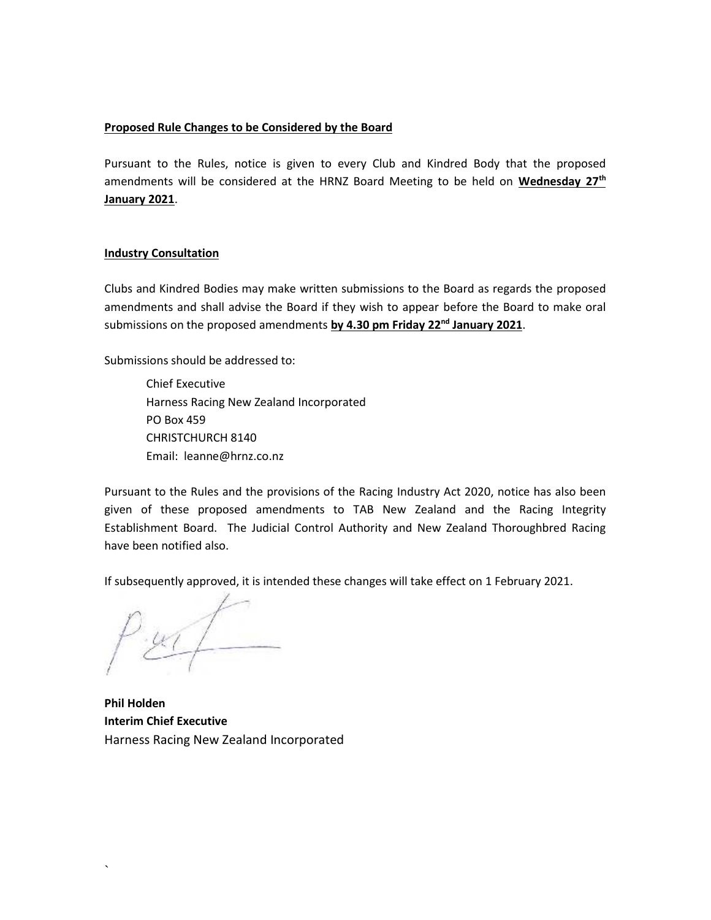**Proposed Rule Changes to be Considered by the Board**

Pursuant to the Rules, notice is given to every Club and Kindred Body that the proposed amendments will be considered at the HRNZ Board Meeting to be held on **Wednesday 27th January 2021**.

**Industry Consultation**

Clubs and Kindred Bodies may make written submissions to the Board as regards the proposed amendments and shall advise the Board if they wish to appear before the Board to make oral submissions on the proposed amendments **by 4.30 pm Friday 22nd January 2021**.

Submissions should be addressed to:

Chief Executive
Harness Racing New Zealand Incorporated
PO Box 459
CHRISTCHURCH 8140
Email: leanne@hrnz.co.nz

Pursuant to the Rules and the provisions of the Racing Industry Act 2020, notice has also been given of these proposed amendments to TAB New Zealand and the Racing Integrity Establishment Board. The Judicial Control Authority and New Zealand Thoroughbred Racing have been notified also.

If subsequently approved, it is intended these changes will take effect on 1 February 2021.

**Phil Holden**
**Interim Chief Executive**
Harness Racing New Zealand Incorporated